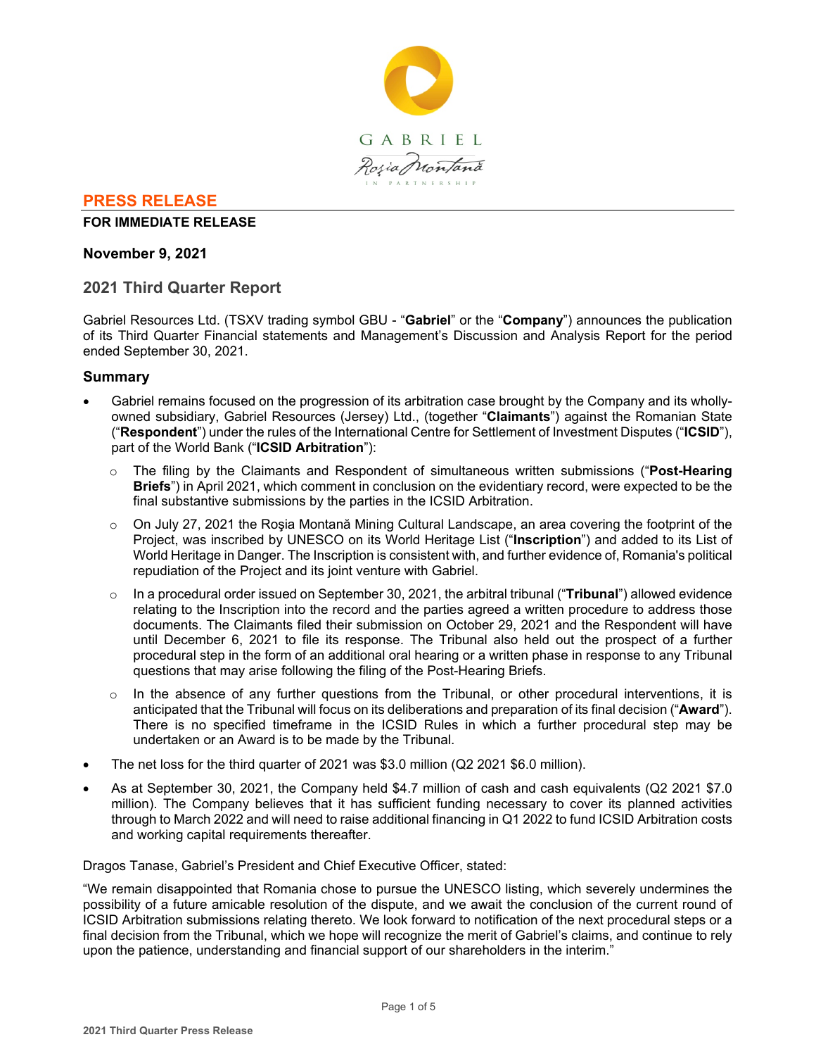# PRESS RELEASE

**FOR IMMEDIATE RELEASE**

**November 9, 2021**

## 2021 Third Quarter Report

Gabriel Resources Ltd. (TSXV trading symbol GBU - "**Gabriel**" or the "**Company**") announces the publication of its Third Quarter Financial statements and Management's Discussion and Analysis Report for the period ended September 30, 2021.

### Summary

- Gabriel remains focused on the progression of its arbitration case brought by the Company and its wholly-owned subsidiary, Gabriel Resources (Jersey) Ltd., (together "**Claimants**") against the Romanian State ("**Respondent**") under the rules of the International Centre for Settlement of Investment Disputes ("**ICSID**"), part of the World Bank ("**ICSID Arbitration**"):
  - The filing by the Claimants and Respondent of simultaneous written submissions ("**Post-Hearing Briefs**") in April 2021, which comment in conclusion on the evidentiary record, were expected to be the final substantive submissions by the parties in the ICSID Arbitration.
  - On July 27, 2021 the Roşia Montană Mining Cultural Landscape, an area covering the footprint of the Project, was inscribed by UNESCO on its World Heritage List ("**Inscription**") and added to its List of World Heritage in Danger. The Inscription is consistent with, and further evidence of, Romania's political repudiation of the Project and its joint venture with Gabriel.
  - In a procedural order issued on September 30, 2021, the arbitral tribunal ("**Tribunal**") allowed evidence relating to the Inscription into the record and the parties agreed a written procedure to address those documents. The Claimants filed their submission on October 29, 2021 and the Respondent will have until December 6, 2021 to file its response. The Tribunal also held out the prospect of a further procedural step in the form of an additional oral hearing or a written phase in response to any Tribunal questions that may arise following the filing of the Post-Hearing Briefs.
  - In the absence of any further questions from the Tribunal, or other procedural interventions, it is anticipated that the Tribunal will focus on its deliberations and preparation of its final decision ("**Award**"). There is no specified timeframe in the ICSID Rules in which a further procedural step may be undertaken or an Award is to be made by the Tribunal.
- The net loss for the third quarter of 2021 was $3.0 million (Q2 2021 $6.0 million).
- As at September 30, 2021, the Company held $4.7 million of cash and cash equivalents (Q2 2021 $7.0 million). The Company believes that it has sufficient funding necessary to cover its planned activities through to March 2022 and will need to raise additional financing in Q1 2022 to fund ICSID Arbitration costs and working capital requirements thereafter.

Dragos Tanase, Gabriel's President and Chief Executive Officer, stated:

"We remain disappointed that Romania chose to pursue the UNESCO listing, which severely undermines the possibility of a future amicable resolution of the dispute, and we await the conclusion of the current round of ICSID Arbitration submissions relating thereto. We look forward to notification of the next procedural steps or a final decision from the Tribunal, which we hope will recognize the merit of Gabriel's claims, and continue to rely upon the patience, understanding and financial support of our shareholders in the interim."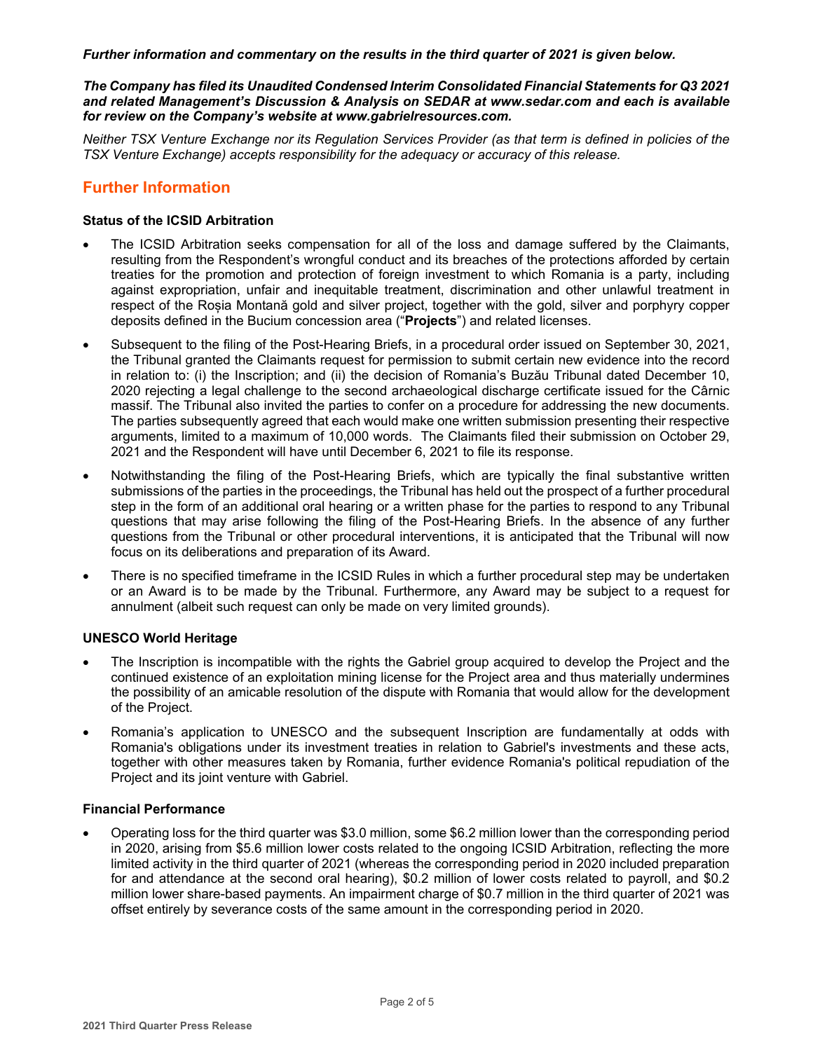***Further information and commentary on the results in the third quarter of 2021 is given below.***

***The Company has filed its Unaudited Condensed Interim Consolidated Financial Statements for Q3 2021 and related Management's Discussion & Analysis on SEDAR at www.sedar.com and each is available for review on the Company's website at www.gabrielresources.com.***

*Neither TSX Venture Exchange nor its Regulation Services Provider (as that term is defined in policies of the TSX Venture Exchange) accepts responsibility for the adequacy or accuracy of this release.*

## Further Information

**Status of the ICSID Arbitration**

- The ICSID Arbitration seeks compensation for all of the loss and damage suffered by the Claimants, resulting from the Respondent's wrongful conduct and its breaches of the protections afforded by certain treaties for the promotion and protection of foreign investment to which Romania is a party, including against expropriation, unfair and inequitable treatment, discrimination and other unlawful treatment in respect of the Roșia Montană gold and silver project, together with the gold, silver and porphyry copper deposits defined in the Bucium concession area ("**Projects**") and related licenses.
- Subsequent to the filing of the Post-Hearing Briefs, in a procedural order issued on September 30, 2021, the Tribunal granted the Claimants request for permission to submit certain new evidence into the record in relation to: (i) the Inscription; and (ii) the decision of Romania's Buzău Tribunal dated December 10, 2020 rejecting a legal challenge to the second archaeological discharge certificate issued for the Cârnic massif. The Tribunal also invited the parties to confer on a procedure for addressing the new documents. The parties subsequently agreed that each would make one written submission presenting their respective arguments, limited to a maximum of 10,000 words. The Claimants filed their submission on October 29, 2021 and the Respondent will have until December 6, 2021 to file its response.
- Notwithstanding the filing of the Post-Hearing Briefs, which are typically the final substantive written submissions of the parties in the proceedings, the Tribunal has held out the prospect of a further procedural step in the form of an additional oral hearing or a written phase for the parties to respond to any Tribunal questions that may arise following the filing of the Post-Hearing Briefs. In the absence of any further questions from the Tribunal or other procedural interventions, it is anticipated that the Tribunal will now focus on its deliberations and preparation of its Award.
- There is no specified timeframe in the ICSID Rules in which a further procedural step may be undertaken or an Award is to be made by the Tribunal. Furthermore, any Award may be subject to a request for annulment (albeit such request can only be made on very limited grounds).

**UNESCO World Heritage**

- The Inscription is incompatible with the rights the Gabriel group acquired to develop the Project and the continued existence of an exploitation mining license for the Project area and thus materially undermines the possibility of an amicable resolution of the dispute with Romania that would allow for the development of the Project.
- Romania's application to UNESCO and the subsequent Inscription are fundamentally at odds with Romania's obligations under its investment treaties in relation to Gabriel's investments and these acts, together with other measures taken by Romania, further evidence Romania's political repudiation of the Project and its joint venture with Gabriel.

**Financial Performance**

- Operating loss for the third quarter was $3.0 million, some $6.2 million lower than the corresponding period in 2020, arising from $5.6 million lower costs related to the ongoing ICSID Arbitration, reflecting the more limited activity in the third quarter of 2021 (whereas the corresponding period in 2020 included preparation for and attendance at the second oral hearing), $0.2 million of lower costs related to payroll, and $0.2 million lower share-based payments. An impairment charge of $0.7 million in the third quarter of 2021 was offset entirely by severance costs of the same amount in the corresponding period in 2020.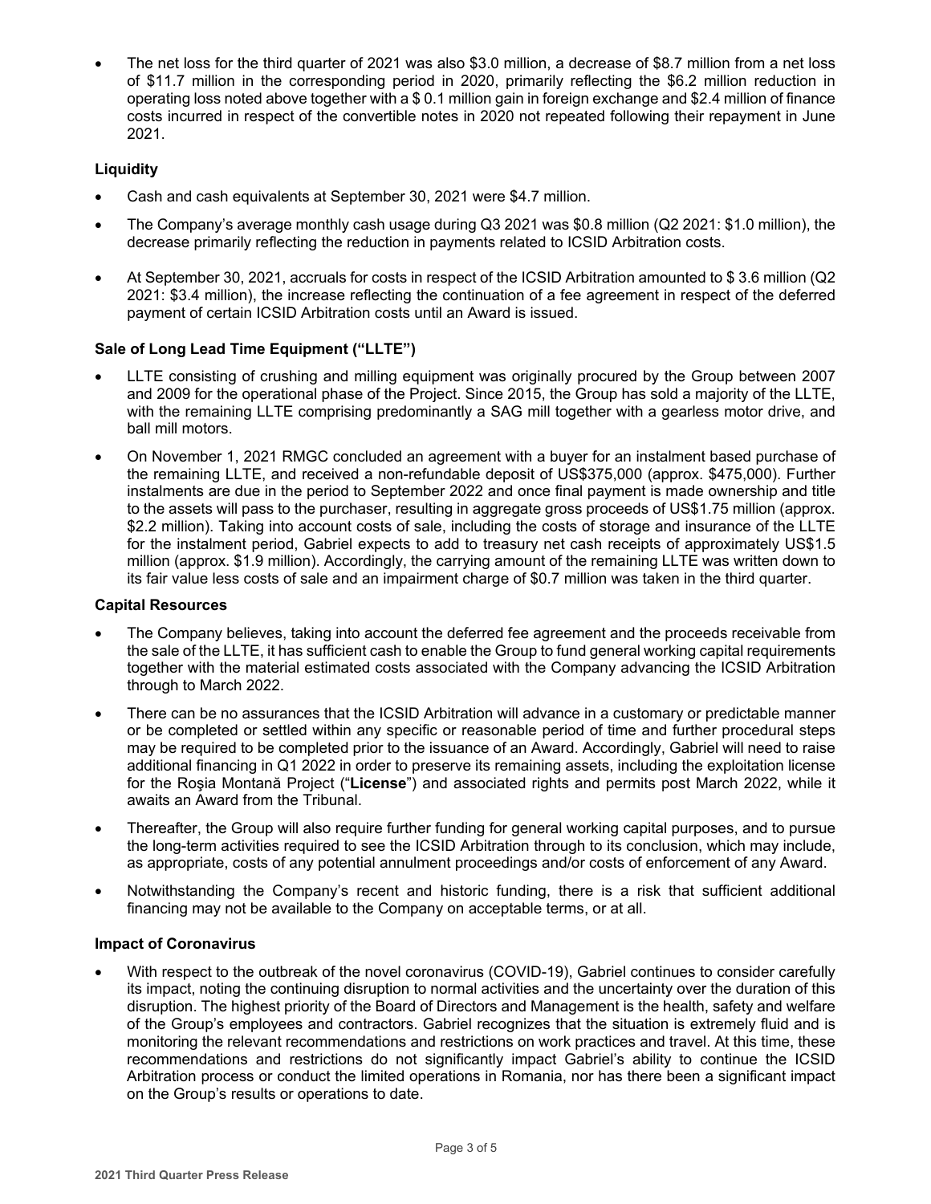- The net loss for the third quarter of 2021 was also $3.0 million, a decrease of $8.7 million from a net loss of $11.7 million in the corresponding period in 2020, primarily reflecting the $6.2 million reduction in operating loss noted above together with a $ 0.1 million gain in foreign exchange and $2.4 million of finance costs incurred in respect of the convertible notes in 2020 not repeated following their repayment in June 2021.

### Liquidity

- Cash and cash equivalents at September 30, 2021 were $4.7 million.
- The Company's average monthly cash usage during Q3 2021 was $0.8 million (Q2 2021: $1.0 million), the decrease primarily reflecting the reduction in payments related to ICSID Arbitration costs.
- At September 30, 2021, accruals for costs in respect of the ICSID Arbitration amounted to $ 3.6 million (Q2 2021: $3.4 million), the increase reflecting the continuation of a fee agreement in respect of the deferred payment of certain ICSID Arbitration costs until an Award is issued.

### Sale of Long Lead Time Equipment ("LLTE")

- LLTE consisting of crushing and milling equipment was originally procured by the Group between 2007 and 2009 for the operational phase of the Project. Since 2015, the Group has sold a majority of the LLTE, with the remaining LLTE comprising predominantly a SAG mill together with a gearless motor drive, and ball mill motors.
- On November 1, 2021 RMGC concluded an agreement with a buyer for an instalment based purchase of the remaining LLTE, and received a non-refundable deposit of US$375,000 (approx. $475,000). Further instalments are due in the period to September 2022 and once final payment is made ownership and title to the assets will pass to the purchaser, resulting in aggregate gross proceeds of US$1.75 million (approx. $2.2 million). Taking into account costs of sale, including the costs of storage and insurance of the LLTE for the instalment period, Gabriel expects to add to treasury net cash receipts of approximately US$1.5 million (approx. $1.9 million). Accordingly, the carrying amount of the remaining LLTE was written down to its fair value less costs of sale and an impairment charge of $0.7 million was taken in the third quarter.

### Capital Resources

- The Company believes, taking into account the deferred fee agreement and the proceeds receivable from the sale of the LLTE, it has sufficient cash to enable the Group to fund general working capital requirements together with the material estimated costs associated with the Company advancing the ICSID Arbitration through to March 2022.
- There can be no assurances that the ICSID Arbitration will advance in a customary or predictable manner or be completed or settled within any specific or reasonable period of time and further procedural steps may be required to be completed prior to the issuance of an Award. Accordingly, Gabriel will need to raise additional financing in Q1 2022 in order to preserve its remaining assets, including the exploitation license for the Roşia Montană Project ("**License**") and associated rights and permits post March 2022, while it awaits an Award from the Tribunal.
- Thereafter, the Group will also require further funding for general working capital purposes, and to pursue the long-term activities required to see the ICSID Arbitration through to its conclusion, which may include, as appropriate, costs of any potential annulment proceedings and/or costs of enforcement of any Award.
- Notwithstanding the Company's recent and historic funding, there is a risk that sufficient additional financing may not be available to the Company on acceptable terms, or at all.

### Impact of Coronavirus

- With respect to the outbreak of the novel coronavirus (COVID-19), Gabriel continues to consider carefully its impact, noting the continuing disruption to normal activities and the uncertainty over the duration of this disruption. The highest priority of the Board of Directors and Management is the health, safety and welfare of the Group's employees and contractors. Gabriel recognizes that the situation is extremely fluid and is monitoring the relevant recommendations and restrictions on work practices and travel. At this time, these recommendations and restrictions do not significantly impact Gabriel's ability to continue the ICSID Arbitration process or conduct the limited operations in Romania, nor has there been a significant impact on the Group's results or operations to date.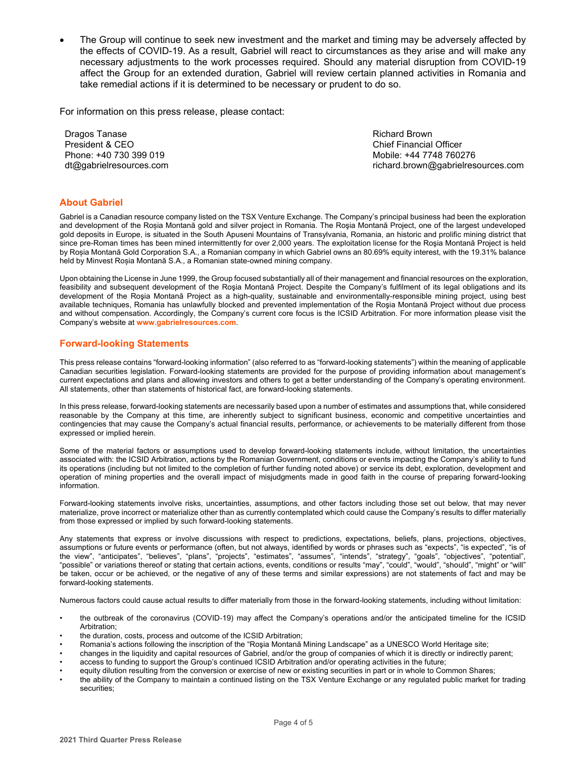- The Group will continue to seek new investment and the market and timing may be adversely affected by the effects of COVID-19. As a result, Gabriel will react to circumstances as they arise and will make any necessary adjustments to the work processes required. Should any material disruption from COVID-19 affect the Group for an extended duration, Gabriel will review certain planned activities in Romania and take remedial actions if it is determined to be necessary or prudent to do so.

For information on this press release, please contact:

Dragos Tanase
President & CEO
Phone: +40 730 399 019
dt@gabrielresources.com

Richard Brown
Chief Financial Officer
Mobile: +44 7748 760276
richard.brown@gabrielresources.com

## About Gabriel

Gabriel is a Canadian resource company listed on the TSX Venture Exchange. The Company's principal business had been the exploration and development of the Roșia Montană gold and silver project in Romania. The Roșia Montană Project, one of the largest undeveloped gold deposits in Europe, is situated in the South Apuseni Mountains of Transylvania, Romania, an historic and prolific mining district that since pre-Roman times has been mined intermittently for over 2,000 years. The exploitation license for the Roşia Montană Project is held by Roșia Montană Gold Corporation S.A., a Romanian company in which Gabriel owns an 80.69% equity interest, with the 19.31% balance held by Minvest Roșia Montană S.A., a Romanian state-owned mining company.

Upon obtaining the License in June 1999, the Group focused substantially all of their management and financial resources on the exploration, feasibility and subsequent development of the Roşia Montană Project. Despite the Company's fulfilment of its legal obligations and its development of the Roşia Montană Project as a high-quality, sustainable and environmentally-responsible mining project, using best available techniques, Romania has unlawfully blocked and prevented implementation of the Roşia Montană Project without due process and without compensation. Accordingly, the Company's current core focus is the ICSID Arbitration. For more information please visit the Company's website at **www.gabrielresources.com**.

## Forward-looking Statements

This press release contains "forward-looking information" (also referred to as "forward-looking statements") within the meaning of applicable Canadian securities legislation. Forward-looking statements are provided for the purpose of providing information about management's current expectations and plans and allowing investors and others to get a better understanding of the Company's operating environment. All statements, other than statements of historical fact, are forward-looking statements.

In this press release, forward-looking statements are necessarily based upon a number of estimates and assumptions that, while considered reasonable by the Company at this time, are inherently subject to significant business, economic and competitive uncertainties and contingencies that may cause the Company's actual financial results, performance, or achievements to be materially different from those expressed or implied herein.

Some of the material factors or assumptions used to develop forward-looking statements include, without limitation, the uncertainties associated with: the ICSID Arbitration, actions by the Romanian Government, conditions or events impacting the Company's ability to fund its operations (including but not limited to the completion of further funding noted above) or service its debt, exploration, development and operation of mining properties and the overall impact of misjudgments made in good faith in the course of preparing forward-looking information.

Forward-looking statements involve risks, uncertainties, assumptions, and other factors including those set out below, that may never materialize, prove incorrect or materialize other than as currently contemplated which could cause the Company's results to differ materially from those expressed or implied by such forward-looking statements.

Any statements that express or involve discussions with respect to predictions, expectations, beliefs, plans, projections, objectives, assumptions or future events or performance (often, but not always, identified by words or phrases such as "expects", "is expected", "is of the view", "anticipates", "believes", "plans", "projects", "estimates", "assumes", "intends", "strategy", "goals", "objectives", "potential", "possible" or variations thereof or stating that certain actions, events, conditions or results "may", "could", "would", "should", "might" or "will" be taken, occur or be achieved, or the negative of any of these terms and similar expressions) are not statements of fact and may be forward-looking statements.

Numerous factors could cause actual results to differ materially from those in the forward-looking statements, including without limitation:

- the outbreak of the coronavirus (COVID-19) may affect the Company's operations and/or the anticipated timeline for the ICSID Arbitration;
- the duration, costs, process and outcome of the ICSID Arbitration;
- Romania's actions following the inscription of the "Roşia Montană Mining Landscape" as a UNESCO World Heritage site;
- changes in the liquidity and capital resources of Gabriel, and/or the group of companies of which it is directly or indirectly parent;
- access to funding to support the Group's continued ICSID Arbitration and/or operating activities in the future;
- equity dilution resulting from the conversion or exercise of new or existing securities in part or in whole to Common Shares;
- the ability of the Company to maintain a continued listing on the TSX Venture Exchange or any regulated public market for trading securities;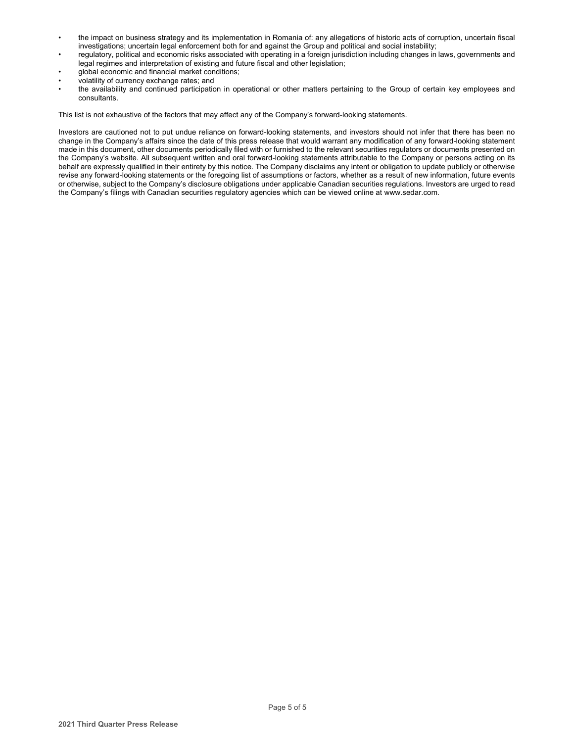- the impact on business strategy and its implementation in Romania of: any allegations of historic acts of corruption, uncertain fiscal investigations; uncertain legal enforcement both for and against the Group and political and social instability;
- regulatory, political and economic risks associated with operating in a foreign jurisdiction including changes in laws, governments and legal regimes and interpretation of existing and future fiscal and other legislation;
- global economic and financial market conditions;
- volatility of currency exchange rates; and
- the availability and continued participation in operational or other matters pertaining to the Group of certain key employees and consultants.

This list is not exhaustive of the factors that may affect any of the Company's forward-looking statements.

Investors are cautioned not to put undue reliance on forward-looking statements, and investors should not infer that there has been no change in the Company's affairs since the date of this press release that would warrant any modification of any forward-looking statement made in this document, other documents periodically filed with or furnished to the relevant securities regulators or documents presented on the Company's website. All subsequent written and oral forward-looking statements attributable to the Company or persons acting on its behalf are expressly qualified in their entirety by this notice. The Company disclaims any intent or obligation to update publicly or otherwise revise any forward-looking statements or the foregoing list of assumptions or factors, whether as a result of new information, future events or otherwise, subject to the Company's disclosure obligations under applicable Canadian securities regulations. Investors are urged to read the Company's filings with Canadian securities regulatory agencies which can be viewed online at www.sedar.com.